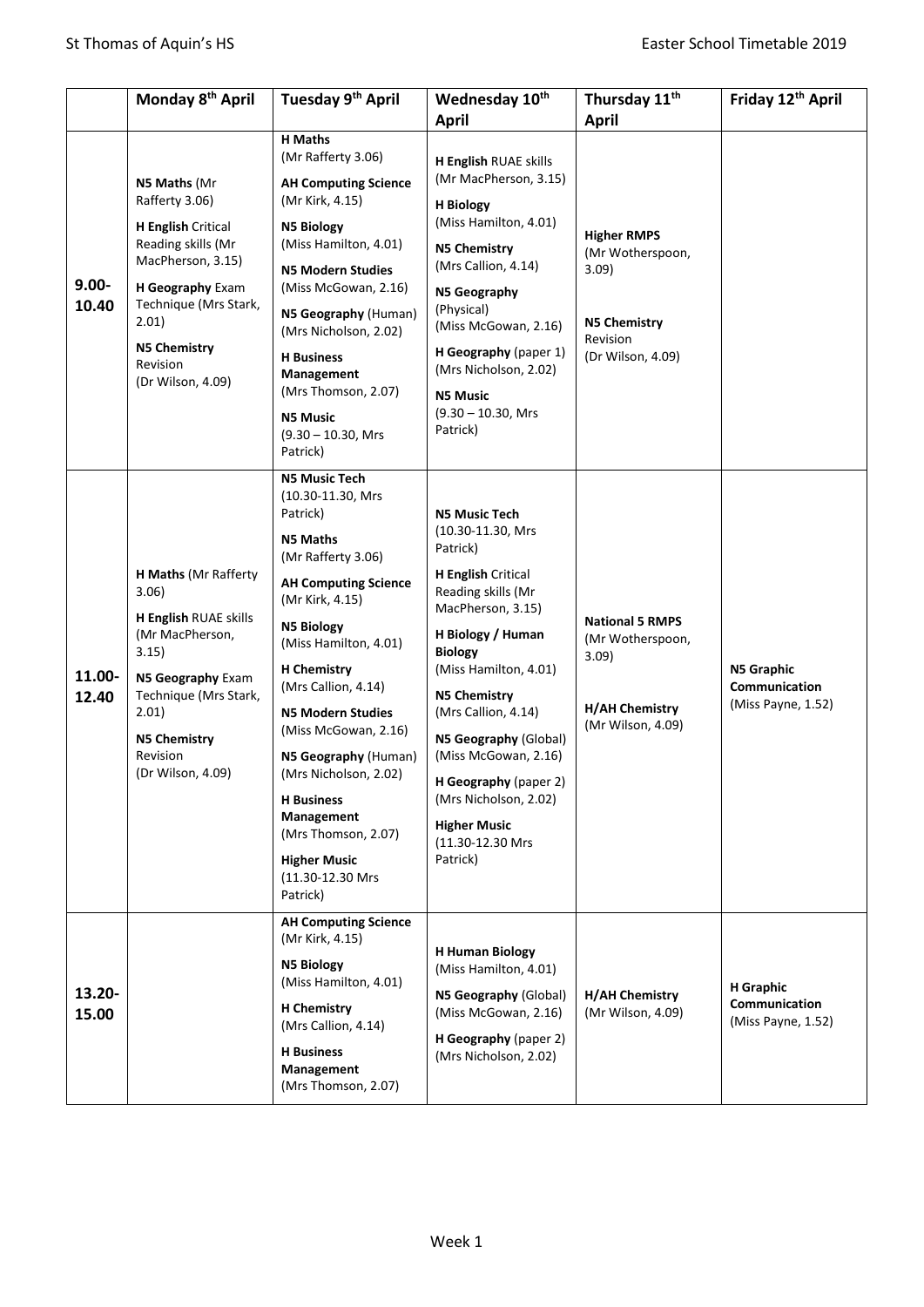St Thomas of Aquin's HS — Easter School Timetable 2019

| | Monday 8th April | Tuesday 9th April | Wednesday 10th April | Thursday 11th April | Friday 12th April |
|---|---|---|---|---|---|
| 9.00-10.40 | **N5 Maths** (Mr Rafferty 3.06)<br>**H English** Critical Reading skills (Mr MacPherson, 3.15)<br>**H Geography** Exam Technique (Mrs Stark, 2.01)<br>**N5 Chemistry** Revision (Dr Wilson, 4.09) | **H Maths** (Mr Rafferty 3.06)<br>**AH Computing Science** (Mr Kirk, 4.15)<br>**N5 Biology** (Miss Hamilton, 4.01)<br>**N5 Modern Studies** (Miss McGowan, 2.16)<br>**N5 Geography** (Human) (Mrs Nicholson, 2.02)<br>**H Business Management** (Mrs Thomson, 2.07)<br>**N5 Music** (9.30 – 10.30, Mrs Patrick) | **H English** RUAE skills (Mr MacPherson, 3.15)<br>**H Biology** (Miss Hamilton, 4.01)<br>**N5 Chemistry** (Mrs Callion, 4.14)<br>**N5 Geography** (Physical) (Miss McGowan, 2.16)<br>**H Geography** (paper 1) (Mrs Nicholson, 2.02)<br>**N5 Music** (9.30 – 10.30, Mrs Patrick) | **Higher RMPS** (Mr Wotherspoon, 3.09)<br>**N5 Chemistry** Revision (Dr Wilson, 4.09) | |
| 11.00-12.40 | **H Maths** (Mr Rafferty 3.06)<br>**H English** RUAE skills (Mr MacPherson, 3.15)<br>**N5 Geography** Exam Technique (Mrs Stark, 2.01)<br>**N5 Chemistry** Revision (Dr Wilson, 4.09) | **N5 Music Tech** (10.30-11.30, Mrs Patrick)<br>**N5 Maths** (Mr Rafferty 3.06)<br>**AH Computing Science** (Mr Kirk, 4.15)<br>**N5 Biology** (Miss Hamilton, 4.01)<br>**H Chemistry** (Mrs Callion, 4.14)<br>**N5 Modern Studies** (Miss McGowan, 2.16)<br>**N5 Geography** (Human) (Mrs Nicholson, 2.02)<br>**H Business Management** (Mrs Thomson, 2.07)<br>**Higher Music** (11.30-12.30 Mrs Patrick) | **N5 Music Tech** (10.30-11.30, Mrs Patrick)<br>**H English** Critical Reading skills (Mr MacPherson, 3.15)<br>**H Biology / Human Biology** (Miss Hamilton, 4.01)<br>**N5 Chemistry** (Mrs Callion, 4.14)<br>**N5 Geography** (Global) (Miss McGowan, 2.16)<br>**H Geography** (paper 2) (Mrs Nicholson, 2.02)<br>**Higher Music** (11.30-12.30 Mrs Patrick) | **National 5 RMPS** (Mr Wotherspoon, 3.09)<br>**H/AH Chemistry** (Mr Wilson, 4.09) | **N5 Graphic Communication** (Miss Payne, 1.52) |
| 13.20-15.00 | | **AH Computing Science** (Mr Kirk, 4.15)<br>**N5 Biology** (Miss Hamilton, 4.01)<br>**H Chemistry** (Mrs Callion, 4.14)<br>**H Business Management** (Mrs Thomson, 2.07) | **H Human Biology** (Miss Hamilton, 4.01)<br>**N5 Geography** (Global) (Miss McGowan, 2.16)<br>**H Geography** (paper 2) (Mrs Nicholson, 2.02) | **H/AH Chemistry** (Mr Wilson, 4.09) | **H Graphic Communication** (Miss Payne, 1.52) |

Week 1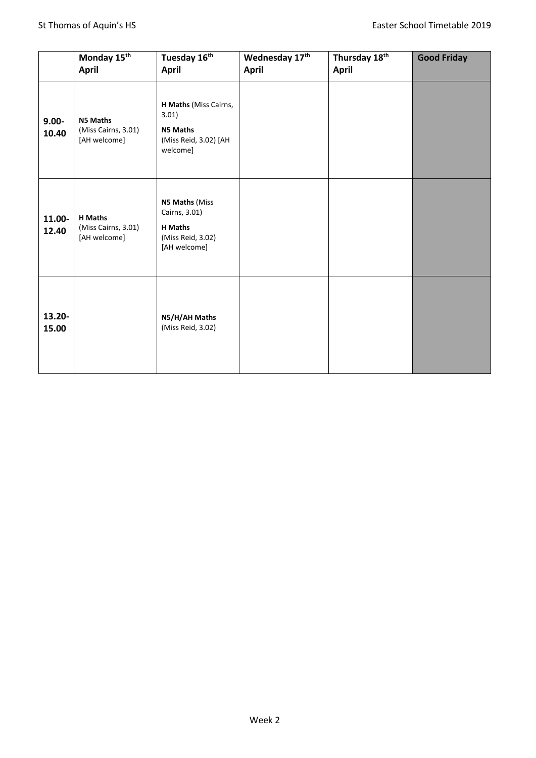| | Monday 15th April | Tuesday 16th April | Wednesday 17th April | Thursday 18th April | Good Friday |
|---|---|---|---|---|---|
| **9.00-10.40** | **N5 Maths** (Miss Cairns, 3.01) [AH welcome] | **H Maths** (Miss Cairns, 3.01) **N5 Maths** (Miss Reid, 3.02) [AH welcome] | | | |
| **11.00-12.40** | **H Maths** (Miss Cairns, 3.01) [AH welcome] | **N5 Maths** (Miss Cairns, 3.01) **H Maths** (Miss Reid, 3.02) [AH welcome] | | | |
| **13.20-15.00** | | **N5/H/AH Maths** (Miss Reid, 3.02) | | | |

Week 2